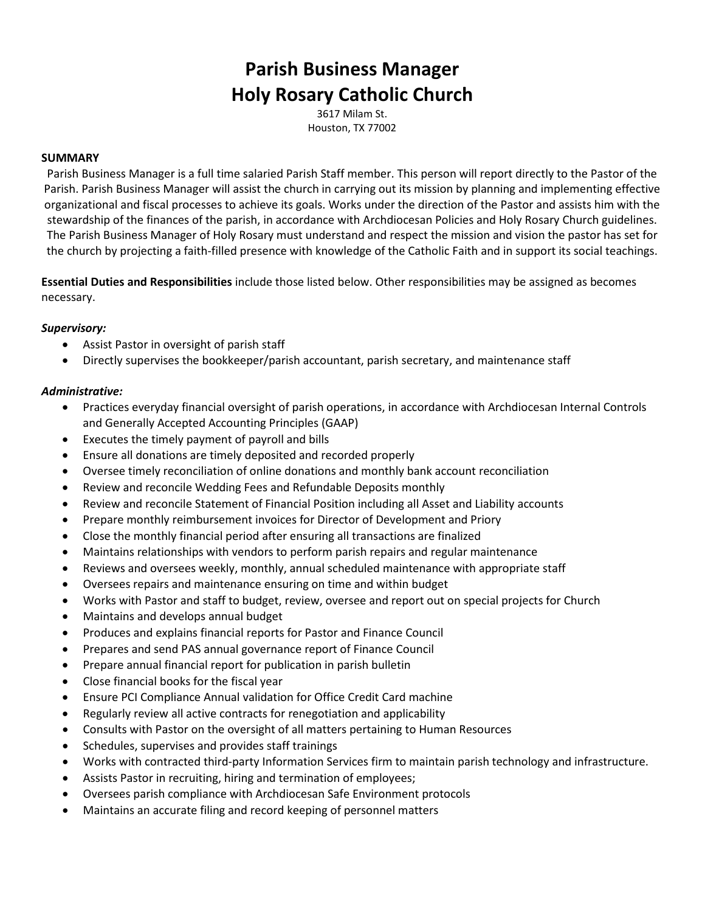# Parish Business Manager
# Holy Rosary Catholic Church

3617 Milam St.
Houston, TX 77002

**SUMMARY**

Parish Business Manager is a full time salaried Parish Staff member. This person will report directly to the Pastor of the Parish. Parish Business Manager will assist the church in carrying out its mission by planning and implementing effective organizational and fiscal processes to achieve its goals. Works under the direction of the Pastor and assists him with the stewardship of the finances of the parish, in accordance with Archdiocesan Policies and Holy Rosary Church guidelines. The Parish Business Manager of Holy Rosary must understand and respect the mission and vision the pastor has set for the church by projecting a faith-filled presence with knowledge of the Catholic Faith and in support its social teachings.

**Essential Duties and Responsibilities** include those listed below. Other responsibilities may be assigned as becomes necessary.

***Supervisory:***

- Assist Pastor in oversight of parish staff
- Directly supervises the bookkeeper/parish accountant, parish secretary, and maintenance staff

***Administrative:***

- Practices everyday financial oversight of parish operations, in accordance with Archdiocesan Internal Controls and Generally Accepted Accounting Principles (GAAP)
- Executes the timely payment of payroll and bills
- Ensure all donations are timely deposited and recorded properly
- Oversee timely reconciliation of online donations and monthly bank account reconciliation
- Review and reconcile Wedding Fees and Refundable Deposits monthly
- Review and reconcile Statement of Financial Position including all Asset and Liability accounts
- Prepare monthly reimbursement invoices for Director of Development and Priory
- Close the monthly financial period after ensuring all transactions are finalized
- Maintains relationships with vendors to perform parish repairs and regular maintenance
- Reviews and oversees weekly, monthly, annual scheduled maintenance with appropriate staff
- Oversees repairs and maintenance ensuring on time and within budget
- Works with Pastor and staff to budget, review, oversee and report out on special projects for Church
- Maintains and develops annual budget
- Produces and explains financial reports for Pastor and Finance Council
- Prepares and send PAS annual governance report of Finance Council
- Prepare annual financial report for publication in parish bulletin
- Close financial books for the fiscal year
- Ensure PCI Compliance Annual validation for Office Credit Card machine
- Regularly review all active contracts for renegotiation and applicability
- Consults with Pastor on the oversight of all matters pertaining to Human Resources
- Schedules, supervises and provides staff trainings
- Works with contracted third-party Information Services firm to maintain parish technology and infrastructure.
- Assists Pastor in recruiting, hiring and termination of employees;
- Oversees parish compliance with Archdiocesan Safe Environment protocols
- Maintains an accurate filing and record keeping of personnel matters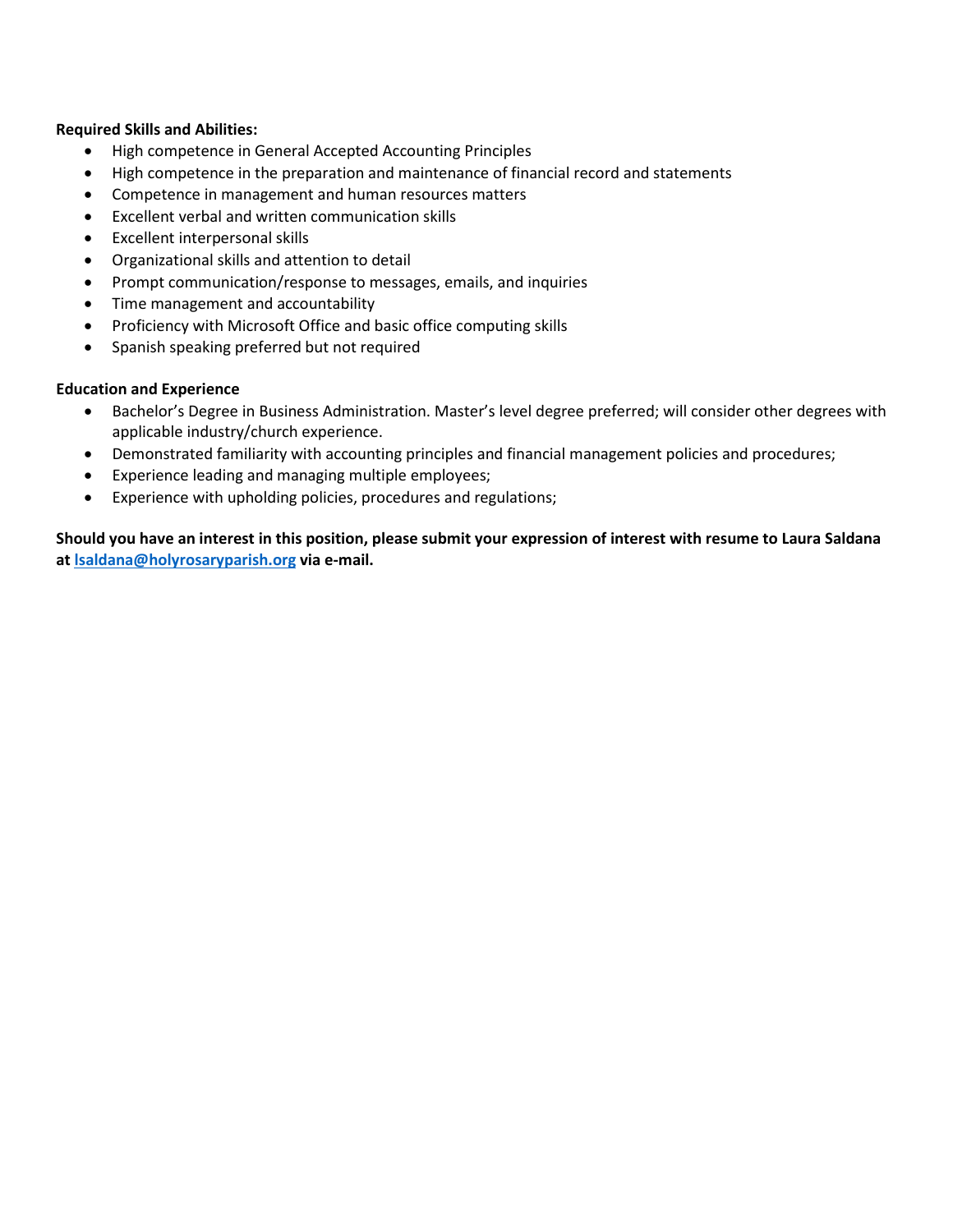**Required Skills and Abilities:**

- High competence in General Accepted Accounting Principles
- High competence in the preparation and maintenance of financial record and statements
- Competence in management and human resources matters
- Excellent verbal and written communication skills
- Excellent interpersonal skills
- Organizational skills and attention to detail
- Prompt communication/response to messages, emails, and inquiries
- Time management and accountability
- Proficiency with Microsoft Office and basic office computing skills
- Spanish speaking preferred but not required

**Education and Experience**

- Bachelor's Degree in Business Administration. Master's level degree preferred; will consider other degrees with applicable industry/church experience.
- Demonstrated familiarity with accounting principles and financial management policies and procedures;
- Experience leading and managing multiple employees;
- Experience with upholding policies, procedures and regulations;

**Should you have an interest in this position, please submit your expression of interest with resume to Laura Saldana at [lsaldana@holyrosaryparish.org](mailto:lsaldana@holyrosaryparish.org) via e-mail.**